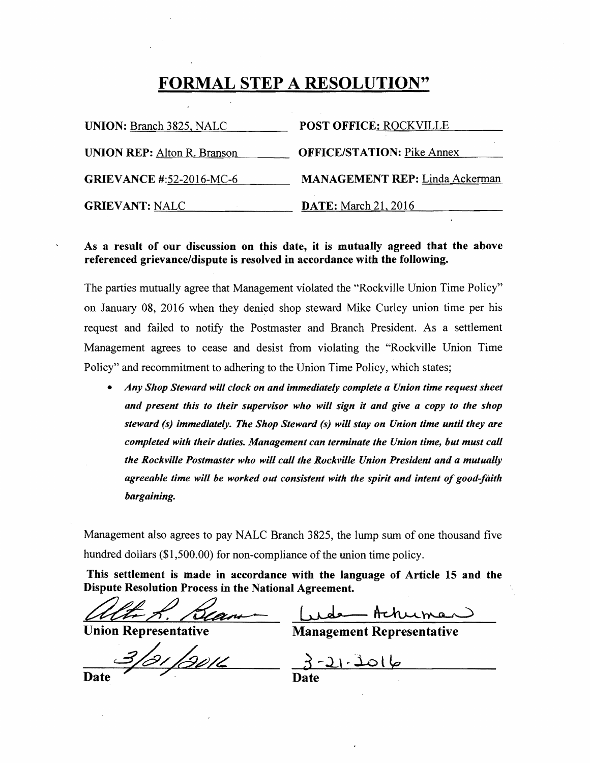# FORMAL STEP A RESOLUTION"

| | |
|---|---|
| **UNION:** Branch 3825, NALC | **POST OFFICE:** ROCKVILLE |
| **UNION REP:** Alton R. Branson | **OFFICE/STATION:** Pike Annex |
| **GRIEVANCE #:** 52-2016-MC-6 | **MANAGEMENT REP:** Linda Ackerman |
| **GRIEVANT:** NALC | **DATE:** March 21, 2016 |

**As a result of our discussion on this date, it is mutually agreed that the above referenced grievance/dispute is resolved in accordance with the following.**

The parties mutually agree that Management violated the "Rockville Union Time Policy" on January 08, 2016 when they denied shop steward Mike Curley union time per his request and failed to notify the Postmaster and Branch President. As a settlement Management agrees to cease and desist from violating the "Rockville Union Time Policy" and recommitment to adhering to the Union Time Policy, which states;

- ***Any Shop Steward will clock on and immediately complete a Union time request sheet and present this to their supervisor who will sign it and give a copy to the shop steward (s) immediately. The Shop Steward (s) will stay on Union time until they are completed with their duties. Management can terminate the Union time, but must call the Rockville Postmaster who will call the Rockville Union President and a mutually agreeable time will be worked out consistent with the spirit and intent of good-faith bargaining.***

Management also agrees to pay NALC Branch 3825, the lump sum of one thousand five hundred dollars ($1,500.00) for non-compliance of the union time policy.

**This settlement is made in accordance with the language of Article 15 and the Dispute Resolution Process in the National Agreement.**

| | |
|---|---|
| Alton R. Branson | Linda Ackerman |
| **Union Representative** | **Management Representative** |
| 3/21/2016 | 3-21-2016 |
| **Date** | **Date** |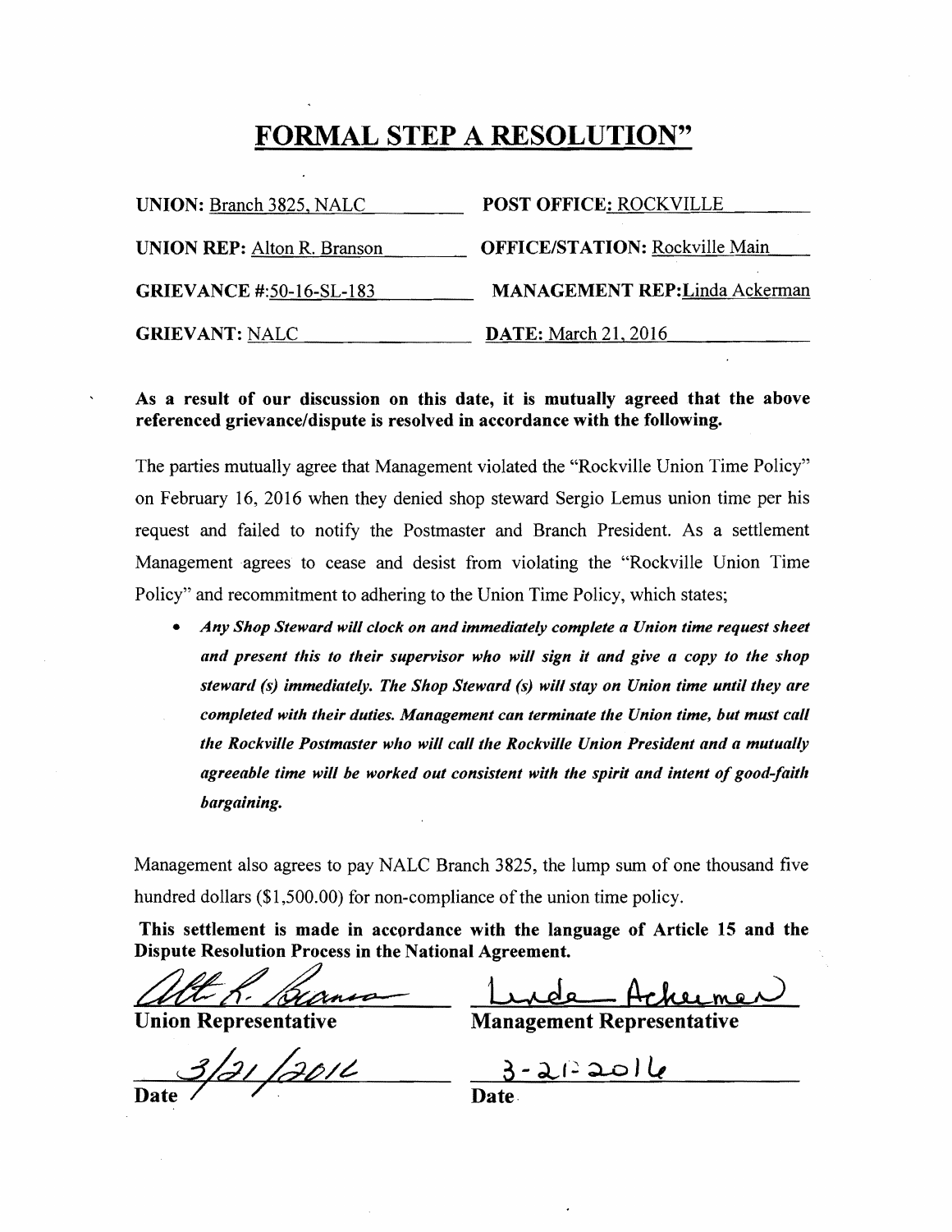# FORMAL STEP A RESOLUTION"

| | |
|---|---|
| **UNION:** Branch 3825, NALC | **POST OFFICE:** ROCKVILLE |
| **UNION REP:** Alton R. Branson | **OFFICE/STATION:** Rockville Main |
| **GRIEVANCE #:**50-16-SL-183 | **MANAGEMENT REP:**Linda Ackerman |
| **GRIEVANT:** NALC | **DATE:** March 21, 2016 |

**As a result of our discussion on this date, it is mutually agreed that the above referenced grievance/dispute is resolved in accordance with the following.**

The parties mutually agree that Management violated the "Rockville Union Time Policy" on February 16, 2016 when they denied shop steward Sergio Lemus union time per his request and failed to notify the Postmaster and Branch President. As a settlement Management agrees to cease and desist from violating the "Rockville Union Time Policy" and recommitment to adhering to the Union Time Policy, which states;

- ***Any Shop Steward will clock on and immediately complete a Union time request sheet and present this to their supervisor who will sign it and give a copy to the shop steward (s) immediately. The Shop Steward (s) will stay on Union time until they are completed with their duties. Management can terminate the Union time, but must call the Rockville Postmaster who will call the Rockville Union President and a mutually agreeable time will be worked out consistent with the spirit and intent of good-faith bargaining.***

Management also agrees to pay NALC Branch 3825, the lump sum of one thousand five hundred dollars ($1,500.00) for non-compliance of the union time policy.

**This settlement is made in accordance with the language of Article 15 and the Dispute Resolution Process in the National Agreement.**

| | |
|---|---|
| Alton R. Branson | Linda Ackerman |
| **Union Representative** | **Management Representative** |
| 3/21/2016 | 3-21-2016 |
| **Date** | **Date** |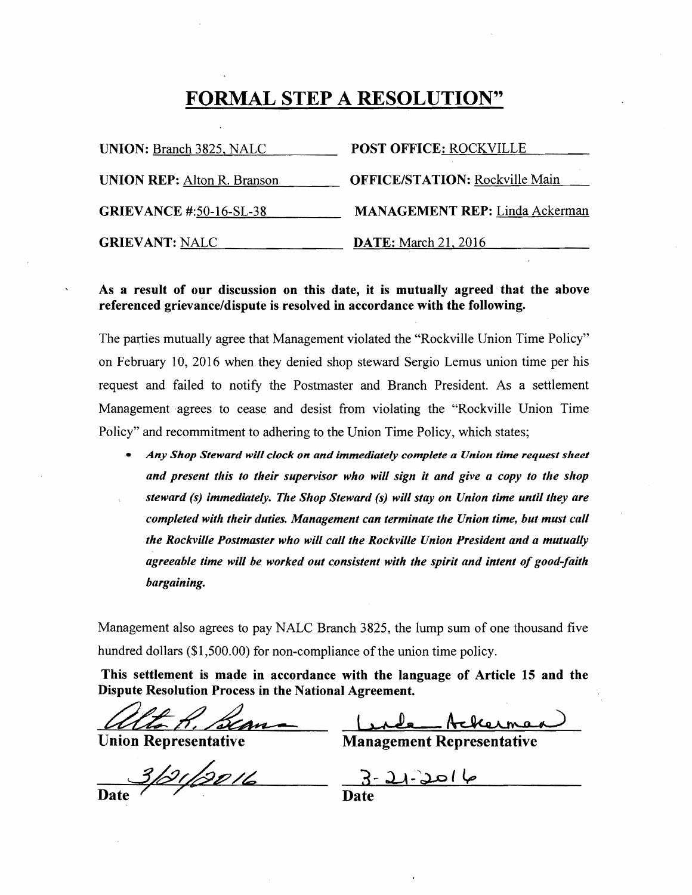# FORMAL STEP A RESOLUTION"

| | |
|---|---|
| **UNION:** Branch 3825, NALC | **POST OFFICE:** ROCKVILLE |
| **UNION REP:** Alton R. Branson | **OFFICE/STATION:** Rockville Main |
| **GRIEVANCE #:**50-16-SL-38 | **MANAGEMENT REP:** Linda Ackerman |
| **GRIEVANT:** NALC | **DATE:** March 21, 2016 |

**As a result of our discussion on this date, it is mutually agreed that the above referenced grievance/dispute is resolved in accordance with the following.**

The parties mutually agree that Management violated the "Rockville Union Time Policy" on February 10, 2016 when they denied shop steward Sergio Lemus union time per his request and failed to notify the Postmaster and Branch President. As a settlement Management agrees to cease and desist from violating the "Rockville Union Time Policy" and recommitment to adhering to the Union Time Policy, which states;

- ***Any Shop Steward will clock on and immediately complete a Union time request sheet and present this to their supervisor who will sign it and give a copy to the shop steward (s) immediately. The Shop Steward (s) will stay on Union time until they are completed with their duties. Management can terminate the Union time, but must call the Rockville Postmaster who will call the Rockville Union President and a mutually agreeable time will be worked out consistent with the spirit and intent of good-faith bargaining.***

Management also agrees to pay NALC Branch 3825, the lump sum of one thousand five hundred dollars ($1,500.00) for non-compliance of the union time policy.

**This settlement is made in accordance with the language of Article 15 and the Dispute Resolution Process in the National Agreement.**

| | |
|---|---|
| Alton R. Branson | Linda Ackerman |
| **Union Representative** | **Management Representative** |
| 3/21/2016 | 3-21-2016 |
| **Date** | **Date** |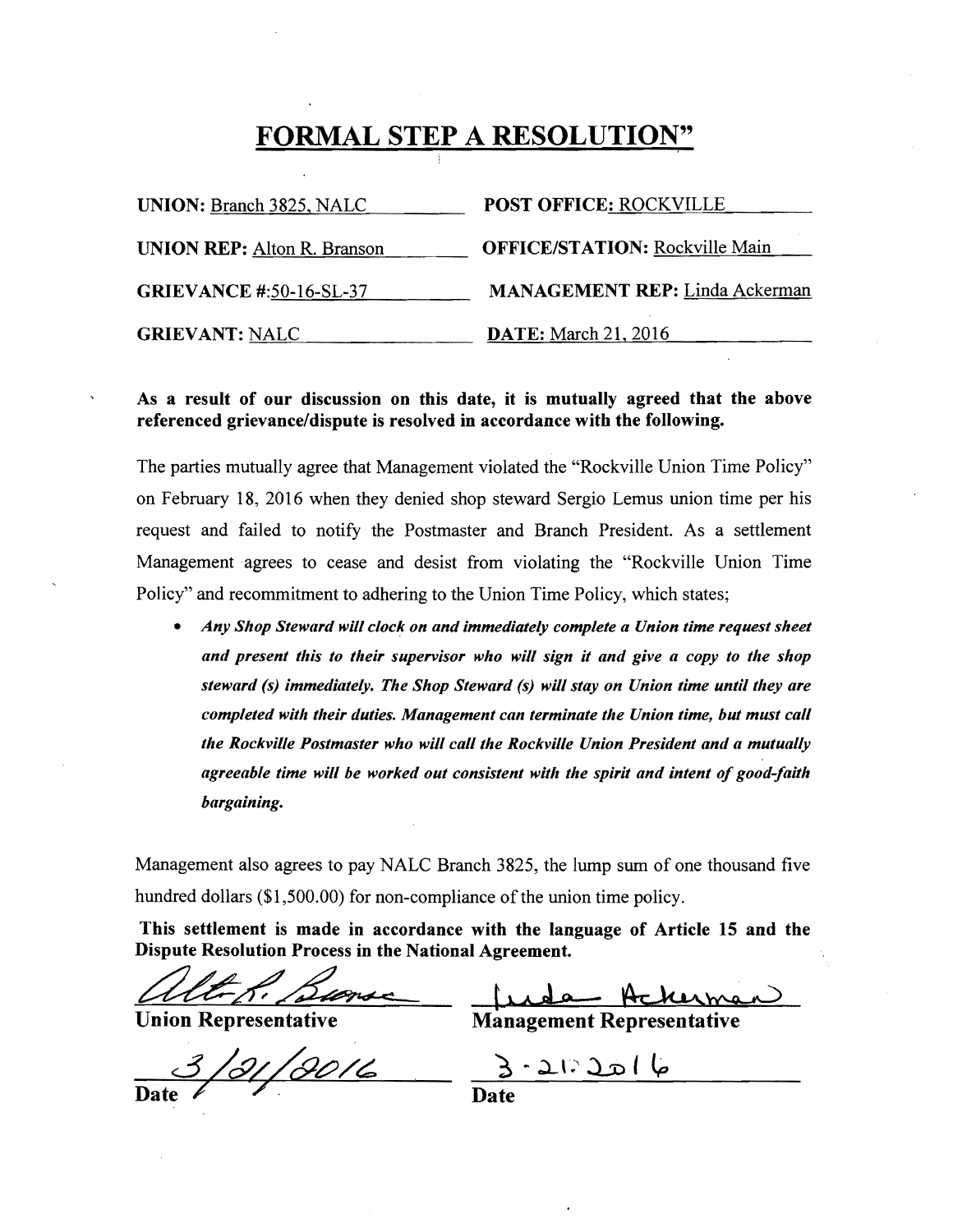# FORMAL STEP A RESOLUTION"

**UNION:** Branch 3825, NALC

**POST OFFICE:** ROCKVILLE

**UNION REP:** Alton R. Branson

**OFFICE/STATION:** Rockville Main

**GRIEVANCE #:** 50-16-SL-37

**MANAGEMENT REP:** Linda Ackerman

**GRIEVANT:** NALC

**DATE:** March 21, 2016

**As a result of our discussion on this date, it is mutually agreed that the above referenced grievance/dispute is resolved in accordance with the following.**

The parties mutually agree that Management violated the "Rockville Union Time Policy" on February 18, 2016 when they denied shop steward Sergio Lemus union time per his request and failed to notify the Postmaster and Branch President. As a settlement Management agrees to cease and desist from violating the "Rockville Union Time Policy" and recommitment to adhering to the Union Time Policy, which states;

- ***Any Shop Steward will clock on and immediately complete a Union time request sheet and present this to their supervisor who will sign it and give a copy to the shop steward (s) immediately. The Shop Steward (s) will stay on Union time until they are completed with their duties. Management can terminate the Union time, but must call the Rockville Postmaster who will call the Rockville Union President and a mutually agreeable time will be worked out consistent with the spirit and intent of good-faith bargaining.***

Management also agrees to pay NALC Branch 3825, the lump sum of one thousand five hundred dollars ($1,500.00) for non-compliance of the union time policy.

**This settlement is made in accordance with the language of Article 15 and the Dispute Resolution Process in the National Agreement.**

Alton R. Branson
**Union Representative**

3/21/2016
**Date**

Linda Ackerman
**Management Representative**

3-21-2016
**Date**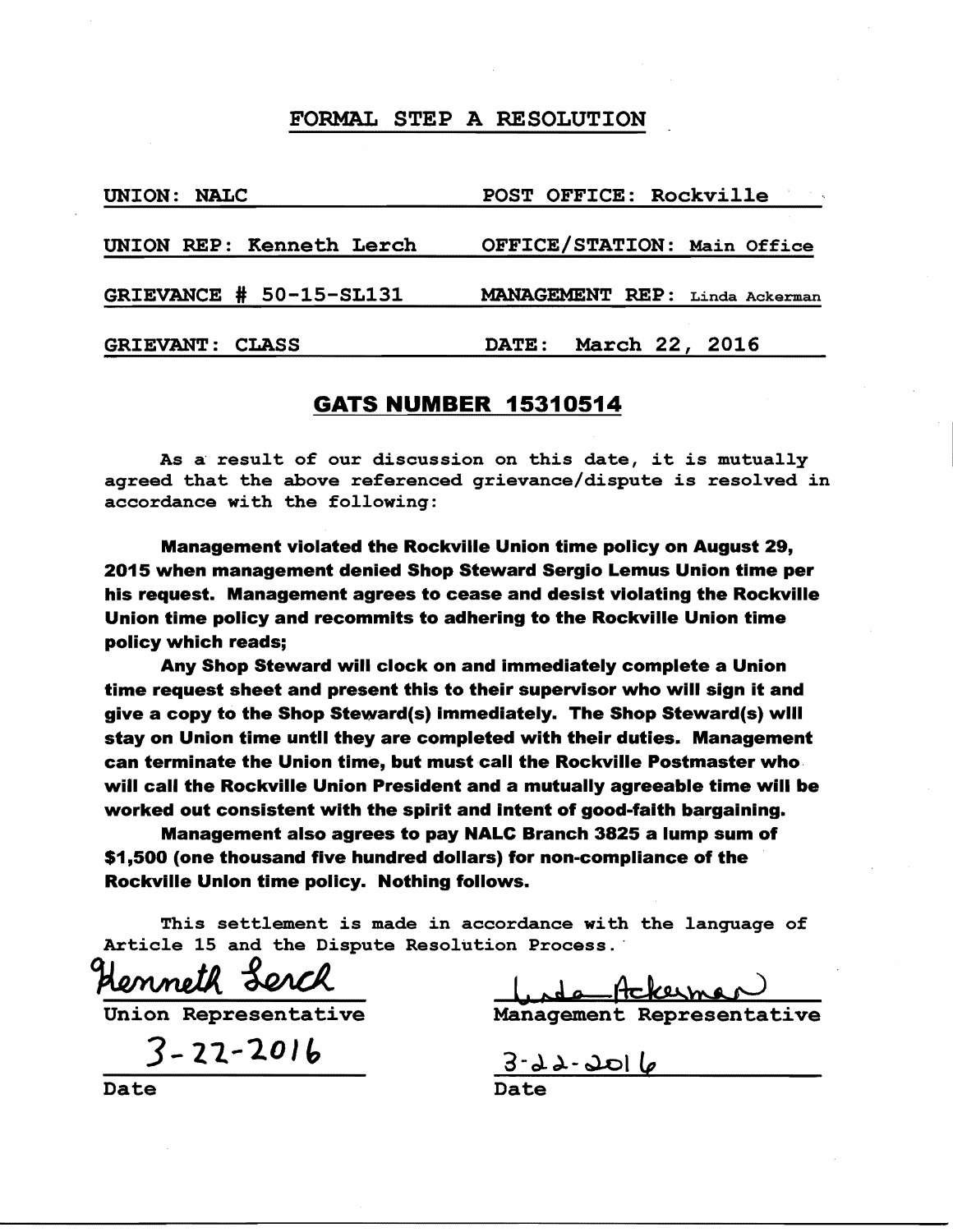# FORMAL STEP A RESOLUTION

| | |
|---|---|
| UNION: NALC | POST OFFICE: Rockville |
| UNION REP: Kenneth Lerch | OFFICE/STATION: Main Office |
| GRIEVANCE # 50-15-SL131 | MANAGEMENT REP: Linda Ackerman |
| GRIEVANT: CLASS | DATE: March 22, 2016 |

## GATS NUMBER 15310514

As a result of our discussion on this date, it is mutually agreed that the above referenced grievance/dispute is resolved in accordance with the following:

**Management violated the Rockville Union time policy on August 29, 2015 when management denied Shop Steward Sergio Lemus Union time per his request. Management agrees to cease and desist violating the Rockville Union time policy and recommits to adhering to the Rockville Union time policy which reads;**

**Any Shop Steward will clock on and immediately complete a Union time request sheet and present this to their supervisor who will sign it and give a copy to the Shop Steward(s) immediately. The Shop Steward(s) will stay on Union time until they are completed with their duties. Management can terminate the Union time, but must call the Rockville Postmaster who will call the Rockville Union President and a mutually agreeable time will be worked out consistent with the spirit and intent of good-faith bargaining.**

**Management also agrees to pay NALC Branch 3825 a lump sum of $1,500 (one thousand five hundred dollars) for non-compliance of the Rockville Union time policy. Nothing follows.**

This settlement is made in accordance with the language of Article 15 and the Dispute Resolution Process.

| | |
|---|---|
| Kenneth Lerch | Linda Ackerman |
| Union Representative | Management Representative |
| 3-22-2016 | 3-22-2016 |
| Date | Date |